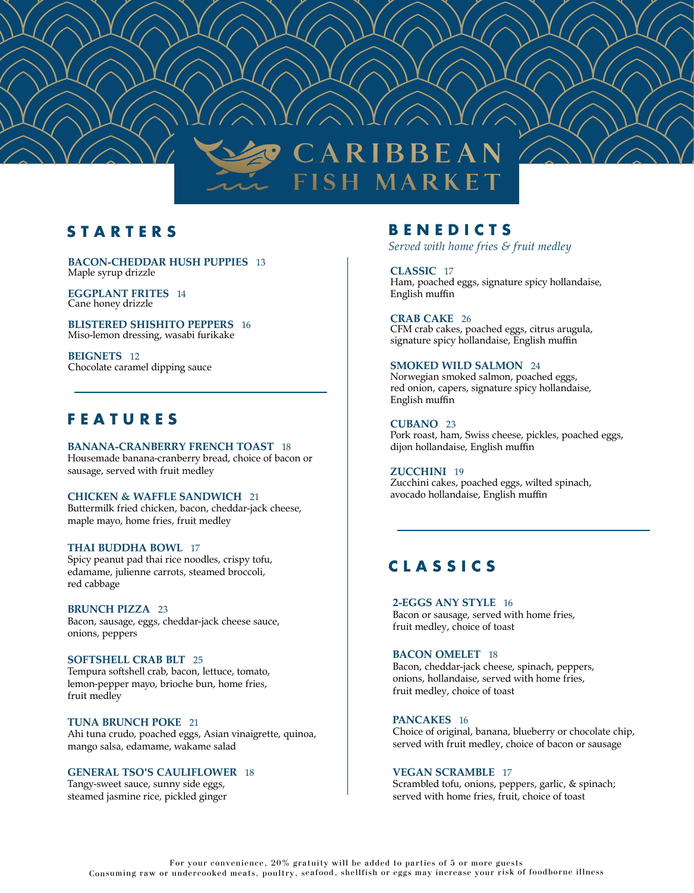# CARIBBEAN FISH MARKET

## STARTERS

**BACON-CHEDDAR HUSH PUPPIES** 13
Maple syrup drizzle

**EGGPLANT FRITES** 14
Cane honey drizzle

**BLISTERED SHISHITO PEPPERS** 16
Miso-lemon dressing, wasabi furikake

**BEIGNETS** 12
Chocolate caramel dipping sauce

## FEATURES

**BANANA-CRANBERRY FRENCH TOAST** 18
Housemade banana-cranberry bread, choice of bacon or sausage, served with fruit medley

**CHICKEN & WAFFLE SANDWICH** 21
Buttermilk fried chicken, bacon, cheddar-jack cheese, maple mayo, home fries, fruit medley

**THAI BUDDHA BOWL** 17
Spicy peanut pad thai rice noodles, crispy tofu, edamame, julienne carrots, steamed broccoli, red cabbage

**BRUNCH PIZZA** 23
Bacon, sausage, eggs, cheddar-jack cheese sauce, onions, peppers

**SOFTSHELL CRAB BLT** 25
Tempura softshell crab, bacon, lettuce, tomato, lemon-pepper mayo, brioche bun, home fries, fruit medley

**TUNA BRUNCH POKE** 21
Ahi tuna crudo, poached eggs, Asian vinaigrette, quinoa, mango salsa, edamame, wakame salad

**GENERAL TSO'S CAULIFLOWER** 18
Tangy-sweet sauce, sunny side eggs, steamed jasmine rice, pickled ginger

## BENEDICTS

*Served with home fries & fruit medley*

**CLASSIC** 17
Ham, poached eggs, signature spicy hollandaise, English muffin

**CRAB CAKE** 26
CFM crab cakes, poached eggs, citrus arugula, signature spicy hollandaise, English muffin

**SMOKED WILD SALMON** 24
Norwegian smoked salmon, poached eggs, red onion, capers, signature spicy hollandaise, English muffin

**CUBANO** 23
Pork roast, ham, Swiss cheese, pickles, poached eggs, dijon hollandaise, English muffin

**ZUCCHINI** 19
Zucchini cakes, poached eggs, wilted spinach, avocado hollandaise, English muffin

## CLASSICS

**2-EGGS ANY STYLE** 16
Bacon or sausage, served with home fries, fruit medley, choice of toast

**BACON OMELET** 18
Bacon, cheddar-jack cheese, spinach, peppers, onions, hollandaise, served with home fries, fruit medley, choice of toast

**PANCAKES** 16
Choice of original, banana, blueberry or chocolate chip, served with fruit medley, choice of bacon or sausage

**VEGAN SCRAMBLE** 17
Scrambled tofu, onions, peppers, garlic, & spinach; served with home fries, fruit, choice of toast

For your convenience, 20% gratuity will be added to parties of 5 or more guests
Consuming raw or undercooked meats, poultry, seafood, shellfish or eggs may increase your risk of foodborne illness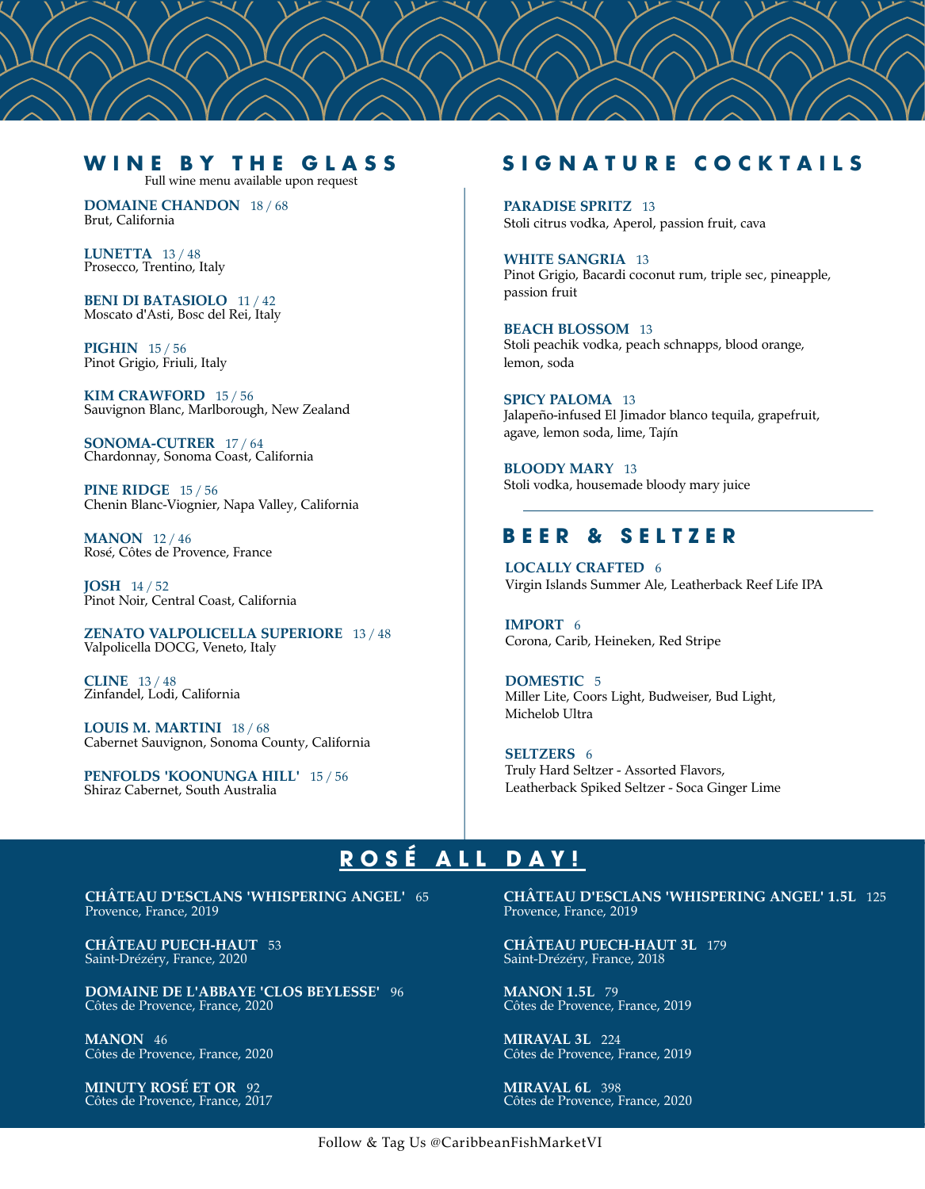## WINE BY THE GLASS

Full wine menu available upon request

**DOMAINE CHANDON** 18 / 68
Brut, California

**LUNETTA** 13 / 48
Prosecco, Trentino, Italy

**BENI DI BATASIOLO** 11 / 42
Moscato d'Asti, Bosc del Rei, Italy

**PIGHIN** 15 / 56
Pinot Grigio, Friuli, Italy

**KIM CRAWFORD** 15 / 56
Sauvignon Blanc, Marlborough, New Zealand

**SONOMA-CUTRER** 17 / 64
Chardonnay, Sonoma Coast, California

**PINE RIDGE** 15 / 56
Chenin Blanc-Viognier, Napa Valley, California

**MANON** 12 / 46
Rosé, Côtes de Provence, France

**JOSH** 14 / 52
Pinot Noir, Central Coast, California

**ZENATO VALPOLICELLA SUPERIORE** 13 / 48
Valpolicella DOCG, Veneto, Italy

**CLINE** 13 / 48
Zinfandel, Lodi, California

**LOUIS M. MARTINI** 18 / 68
Cabernet Sauvignon, Sonoma County, California

**PENFOLDS 'KOONUNGA HILL'** 15 / 56
Shiraz Cabernet, South Australia

## SIGNATURE COCKTAILS

**PARADISE SPRITZ** 13
Stoli citrus vodka, Aperol, passion fruit, cava

**WHITE SANGRIA** 13
Pinot Grigio, Bacardi coconut rum, triple sec, pineapple, passion fruit

**BEACH BLOSSOM** 13
Stoli peachik vodka, peach schnapps, blood orange, lemon, soda

**SPICY PALOMA** 13
Jalapeño-infused El Jimador blanco tequila, grapefruit, agave, lemon soda, lime, Tajín

**BLOODY MARY** 13
Stoli vodka, housemade bloody mary juice

## BEER & SELTZER

**LOCALLY CRAFTED** 6
Virgin Islands Summer Ale, Leatherback Reef Life IPA

**IMPORT** 6
Corona, Carib, Heineken, Red Stripe

**DOMESTIC** 5
Miller Lite, Coors Light, Budweiser, Bud Light, Michelob Ultra

**SELTZERS** 6
Truly Hard Seltzer - Assorted Flavors,
Leatherback Spiked Seltzer - Soca Ginger Lime

## ROSÉ ALL DAY!

**CHÂTEAU D'ESCLANS 'WHISPERING ANGEL'** 65
Provence, France, 2019

**CHÂTEAU PUECH-HAUT** 53
Saint-Drézéry, France, 2020

**DOMAINE DE L'ABBAYE 'CLOS BEYLESSE'** 96
Côtes de Provence, France, 2020

**MANON** 46
Côtes de Provence, France, 2020

**MINUTY ROSÉ ET OR** 92
Côtes de Provence, France, 2017

**CHÂTEAU D'ESCLANS 'WHISPERING ANGEL' 1.5L** 125
Provence, France, 2019

**CHÂTEAU PUECH-HAUT 3L** 179
Saint-Drézéry, France, 2018

**MANON 1.5L** 79
Côtes de Provence, France, 2019

**MIRAVAL 3L** 224
Côtes de Provence, France, 2019

**MIRAVAL 6L** 398
Côtes de Provence, France, 2020

Follow & Tag Us @CaribbeanFishMarketVI